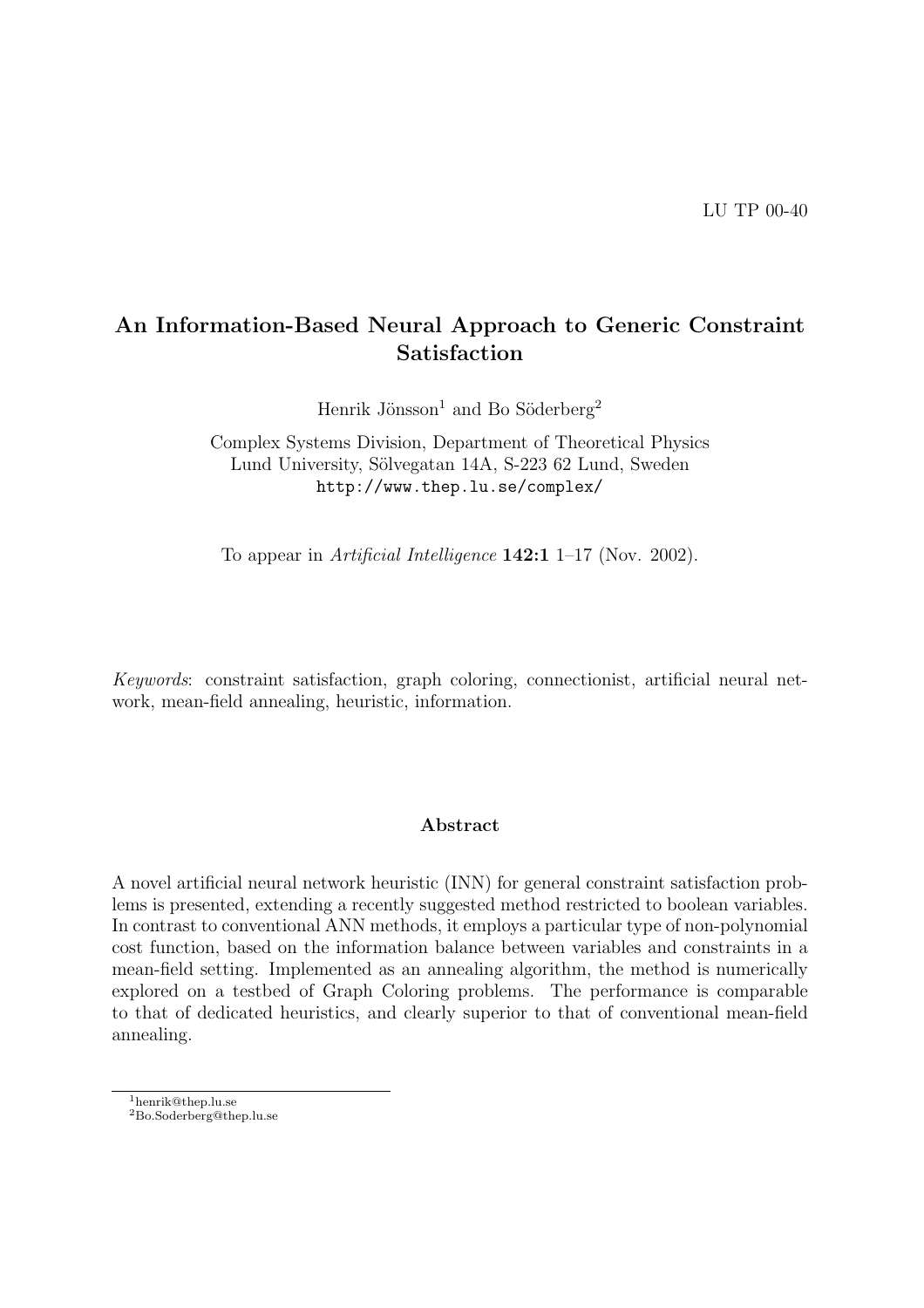LU TP 00-40

# An Information-Based Neural Approach to Generic Constraint Satisfaction

Henrik Jönsson[1] and Bo Söderberg[2]

Complex Systems Division, Department of Theoretical Physics
Lund University, Sölvegatan 14A, S-223 62 Lund, Sweden
http://www.thep.lu.se/complex/

To appear in *Artificial Intelligence* **142:1** 1–17 (Nov. 2002).

*Keywords*: constraint satisfaction, graph coloring, connectionist, artificial neural network, mean-field annealing, heuristic, information.

### Abstract

A novel artificial neural network heuristic (INN) for general constraint satisfaction problems is presented, extending a recently suggested method restricted to boolean variables. In contrast to conventional ANN methods, it employs a particular type of non-polynomial cost function, based on the information balance between variables and constraints in a mean-field setting. Implemented as an annealing algorithm, the method is numerically explored on a testbed of Graph Coloring problems. The performance is comparable to that of dedicated heuristics, and clearly superior to that of conventional mean-field annealing.

[1] henrik@thep.lu.se
[2] Bo.Soderberg@thep.lu.se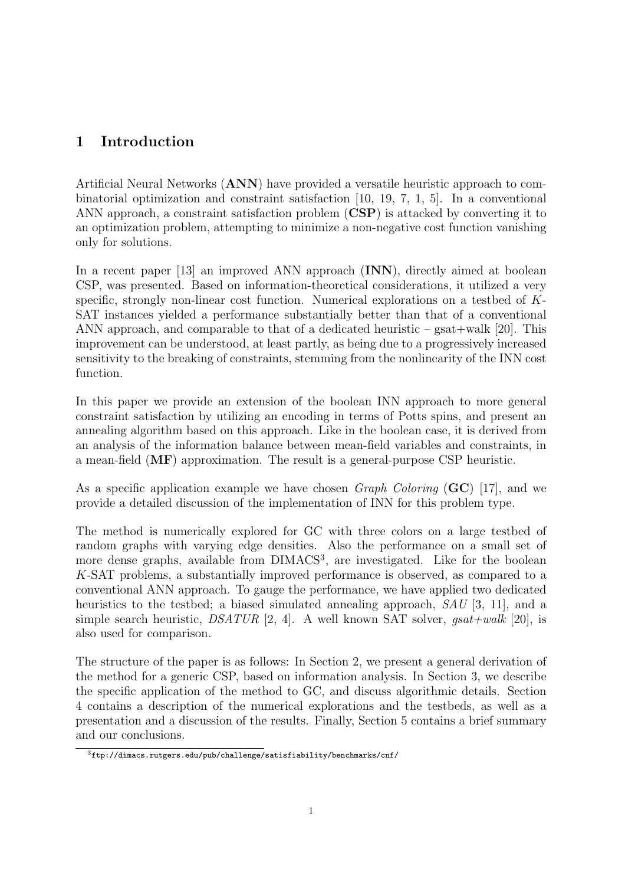# 1 Introduction

Artificial Neural Networks (**ANN**) have provided a versatile heuristic approach to combinatorial optimization and constraint satisfaction [10, 19, 7, 1, 5]. In a conventional ANN approach, a constraint satisfaction problem (**CSP**) is attacked by converting it to an optimization problem, attempting to minimize a non-negative cost function vanishing only for solutions.

In a recent paper [13] an improved ANN approach (**INN**), directly aimed at boolean CSP, was presented. Based on information-theoretical considerations, it utilized a very specific, strongly non-linear cost function. Numerical explorations on a testbed of $K$-SAT instances yielded a performance substantially better than that of a conventional ANN approach, and comparable to that of a dedicated heuristic – gsat+walk [20]. This improvement can be understood, at least partly, as being due to a progressively increased sensitivity to the breaking of constraints, stemming from the nonlinearity of the INN cost function.

In this paper we provide an extension of the boolean INN approach to more general constraint satisfaction by utilizing an encoding in terms of Potts spins, and present an annealing algorithm based on this approach. Like in the boolean case, it is derived from an analysis of the information balance between mean-field variables and constraints, in a mean-field (**MF**) approximation. The result is a general-purpose CSP heuristic.

As a specific application example we have chosen *Graph Coloring* (**GC**) [17], and we provide a detailed discussion of the implementation of INN for this problem type.

The method is numerically explored for GC with three colors on a large testbed of random graphs with varying edge densities. Also the performance on a small set of more dense graphs, available from DIMACS[3], are investigated. Like for the boolean $K$-SAT problems, a substantially improved performance is observed, as compared to a conventional ANN approach. To gauge the performance, we have applied two dedicated heuristics to the testbed; a biased simulated annealing approach, *SAU* [3, 11], and a simple search heuristic, *DSATUR* [2, 4]. A well known SAT solver, *gsat+walk* [20], is also used for comparison.

The structure of the paper is as follows: In Section 2, we present a general derivation of the method for a generic CSP, based on information analysis. In Section 3, we describe the specific application of the method to GC, and discuss algorithmic details. Section 4 contains a description of the numerical explorations and the testbeds, as well as a presentation and a discussion of the results. Finally, Section 5 contains a brief summary and our conclusions.

[3] ftp://dimacs.rutgers.edu/pub/challenge/satisfiability/benchmarks/cnf/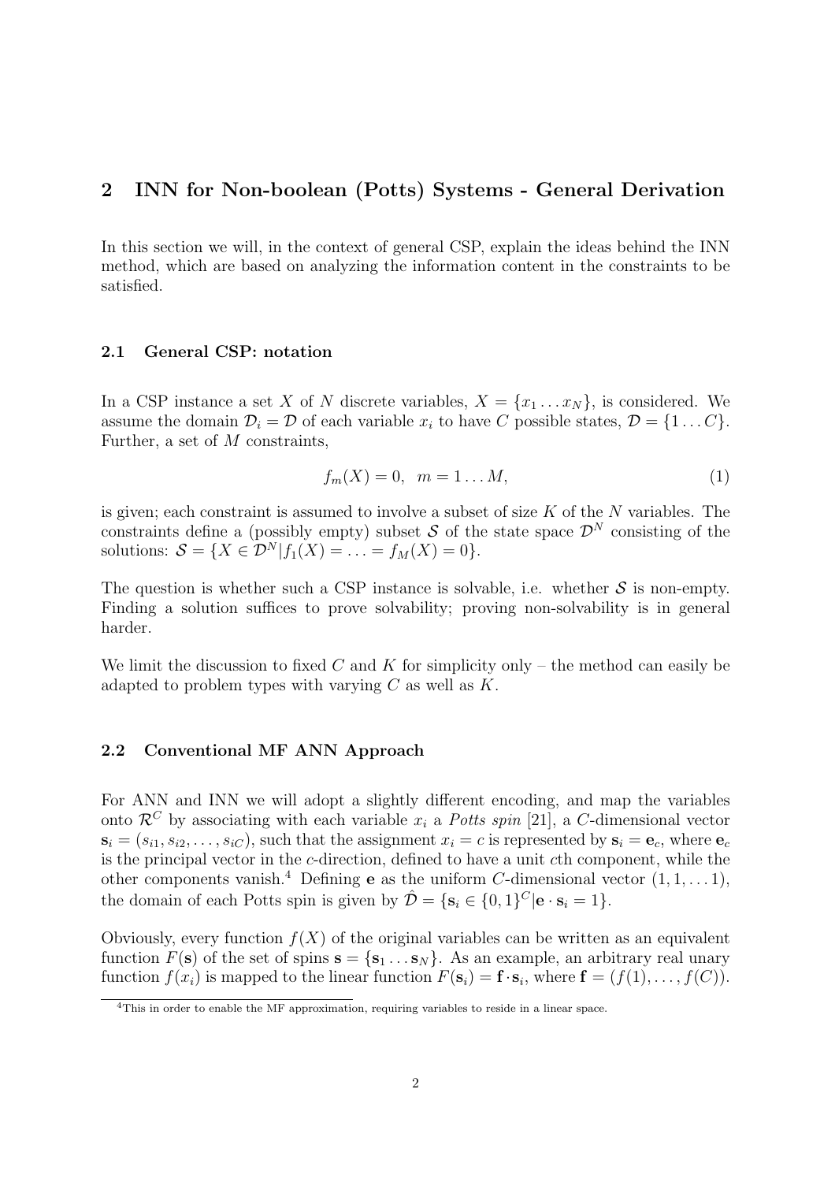## 2 INN for Non-boolean (Potts) Systems - General Derivation

In this section we will, in the context of general CSP, explain the ideas behind the INN method, which are based on analyzing the information content in the constraints to be satisfied.

### 2.1 General CSP: notation

In a CSP instance a set $X$ of $N$ discrete variables, $X = \{x_1 \ldots x_N\}$, is considered. We assume the domain $\mathcal{D}_i = \mathcal{D}$ of each variable $x_i$ to have $C$ possible states, $\mathcal{D} = \{1 \ldots C\}$. Further, a set of $M$ constraints,

$$f_m(X) = 0, \quad m = 1 \ldots M, \tag{1}$$

is given; each constraint is assumed to involve a subset of size $K$ of the $N$ variables. The constraints define a (possibly empty) subset $\mathcal{S}$ of the state space $\mathcal{D}^N$ consisting of the solutions: $\mathcal{S} = \{X \in \mathcal{D}^N | f_1(X) = \ldots = f_M(X) = 0\}$.

The question is whether such a CSP instance is solvable, i.e. whether $\mathcal{S}$ is non-empty. Finding a solution suffices to prove solvability; proving non-solvability is in general harder.

We limit the discussion to fixed $C$ and $K$ for simplicity only – the method can easily be adapted to problem types with varying $C$ as well as $K$.

### 2.2 Conventional MF ANN Approach

For ANN and INN we will adopt a slightly different encoding, and map the variables onto $\mathcal{R}^C$ by associating with each variable $x_i$ a *Potts spin* [21], a $C$-dimensional vector $\mathbf{s}_i = (s_{i1}, s_{i2}, \ldots, s_{iC})$, such that the assignment $x_i = c$ is represented by $\mathbf{s}_i = \mathbf{e}_c$, where $\mathbf{e}_c$ is the principal vector in the $c$-direction, defined to have a unit $c$th component, while the other components vanish.[4] Defining $\mathbf{e}$ as the uniform $C$-dimensional vector $(1, 1, \ldots 1)$, the domain of each Potts spin is given by $\hat{\mathcal{D}} = \{\mathbf{s}_i \in \{0, 1\}^C | \mathbf{e} \cdot \mathbf{s}_i = 1\}$.

Obviously, every function $f(X)$ of the original variables can be written as an equivalent function $F(\mathbf{s})$ of the set of spins $\mathbf{s} = \{\mathbf{s}_1 \ldots \mathbf{s}_N\}$. As an example, an arbitrary real unary function $f(x_i)$ is mapped to the linear function $F(\mathbf{s}_i) = \mathbf{f} \cdot \mathbf{s}_i$, where $\mathbf{f} = (f(1), \ldots, f(C))$.

[4] This in order to enable the MF approximation, requiring variables to reside in a linear space.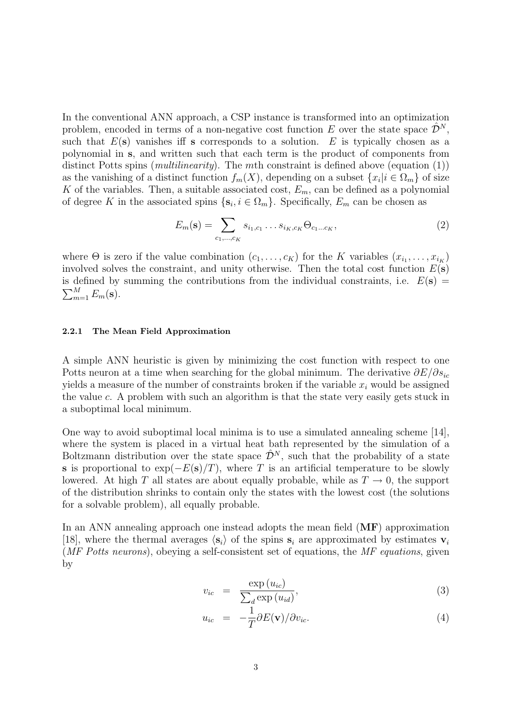In the conventional ANN approach, a CSP instance is transformed into an optimization problem, encoded in terms of a non-negative cost function $E$ over the state space $\hat{\mathcal{D}}^N$, such that $E(\mathbf{s})$ vanishes iff $\mathbf{s}$ corresponds to a solution. $E$ is typically chosen as a polynomial in $\mathbf{s}$, and written such that each term is the product of components from distinct Potts spins (*multilinearity*). The $m$th constraint is defined above (equation (1)) as the vanishing of a distinct function $f_m(X)$, depending on a subset $\{x_i | i \in \Omega_m\}$ of size $K$ of the variables. Then, a suitable associated cost, $E_m$, can be defined as a polynomial of degree $K$ in the associated spins $\{\mathbf{s}_i, i \in \Omega_m\}$. Specifically, $E_m$ can be chosen as

$$E_m(\mathbf{s}) = \sum_{c_1,\ldots,c_K} s_{i_1,c_1} \ldots s_{i_K,c_K} \Theta_{c_1 \ldots c_K}, \tag{2}$$

where $\Theta$ is zero if the value combination $(c_1, \ldots, c_K)$ for the $K$ variables $(x_{i_1}, \ldots, x_{i_K})$ involved solves the constraint, and unity otherwise. Then the total cost function $E(\mathbf{s})$ is defined by summing the contributions from the individual constraints, i.e. $E(\mathbf{s}) = \sum_{m=1}^{M} E_m(\mathbf{s})$.

#### 2.2.1 The Mean Field Approximation

A simple ANN heuristic is given by minimizing the cost function with respect to one Potts neuron at a time when searching for the global minimum. The derivative $\partial E / \partial s_{ic}$ yields a measure of the number of constraints broken if the variable $x_i$ would be assigned the value $c$. A problem with such an algorithm is that the state very easily gets stuck in a suboptimal local minimum.

One way to avoid suboptimal local minima is to use a simulated annealing scheme [14], where the system is placed in a virtual heat bath represented by the simulation of a Boltzmann distribution over the state space $\hat{\mathcal{D}}^N$, such that the probability of a state $\mathbf{s}$ is proportional to $\exp(-E(\mathbf{s})/T)$, where $T$ is an artificial temperature to be slowly lowered. At high $T$ all states are about equally probable, while as $T \to 0$, the support of the distribution shrinks to contain only the states with the lowest cost (the solutions for a solvable problem), all equally probable.

In an ANN annealing approach one instead adopts the mean field (**MF**) approximation [18], where the thermal averages $\langle \mathbf{s}_i \rangle$ of the spins $\mathbf{s}_i$ are approximated by estimates $\mathbf{v}_i$ (*MF Potts neurons*), obeying a self-consistent set of equations, the *MF equations*, given by

$$v_{ic} = \frac{\exp(u_{ic})}{\sum_d \exp(u_{id})}, \tag{3}$$

$$u_{ic} = -\frac{1}{T} \partial E(\mathbf{v}) / \partial v_{ic}. \tag{4}$$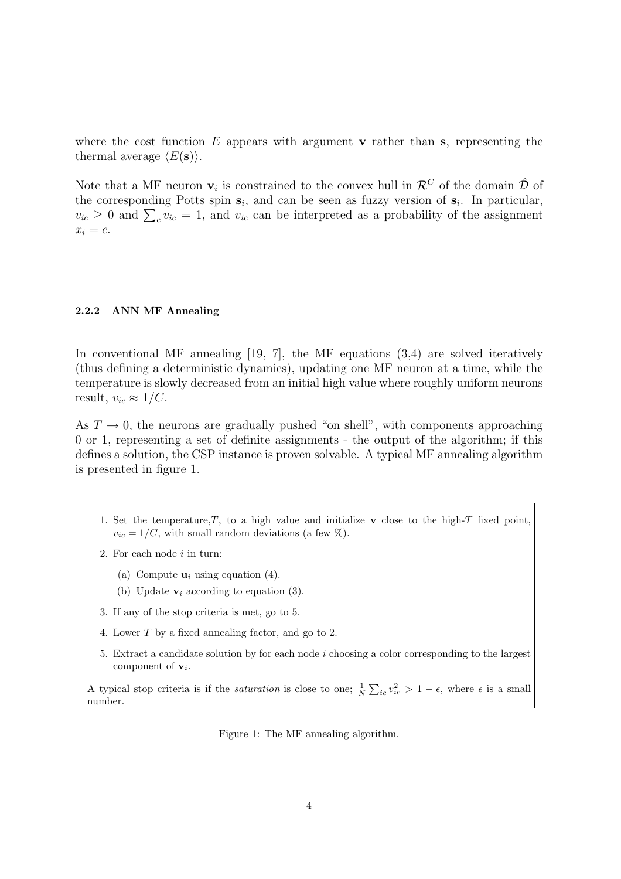where the cost function $E$ appears with argument $\mathbf{v}$ rather than $\mathbf{s}$, representing the thermal average $\langle E(\mathbf{s})\rangle$.

Note that a MF neuron $\mathbf{v}_i$ is constrained to the convex hull in $\mathcal{R}^C$ of the domain $\hat{\mathcal{D}}$ of the corresponding Potts spin $\mathbf{s}_i$, and can be seen as fuzzy version of $\mathbf{s}_i$. In particular, $v_{ic} \geq 0$ and $\sum_c v_{ic} = 1$, and $v_{ic}$ can be interpreted as a probability of the assignment $x_i = c$.

#### 2.2.2 ANN MF Annealing

In conventional MF annealing [19, 7], the MF equations (3,4) are solved iteratively (thus defining a deterministic dynamics), updating one MF neuron at a time, while the temperature is slowly decreased from an initial high value where roughly uniform neurons result, $v_{ic} \approx 1/C$.

As $T \to 0$, the neurons are gradually pushed "on shell", with components approaching 0 or 1, representing a set of definite assignments - the output of the algorithm; if this defines a solution, the CSP instance is proven solvable. A typical MF annealing algorithm is presented in figure 1.

1. Set the temperature,$T$, to a high value and initialize $\mathbf{v}$ close to the high-$T$ fixed point, $v_{ic} = 1/C$, with small random deviations (a few %).
2. For each node $i$ in turn:
   (a) Compute $\mathbf{u}_i$ using equation (4).
   (b) Update $\mathbf{v}_i$ according to equation (3).
3. If any of the stop criteria is met, go to 5.
4. Lower $T$ by a fixed annealing factor, and go to 2.
5. Extract a candidate solution by for each node $i$ choosing a color corresponding to the largest component of $\mathbf{v}_i$.

A typical stop criteria is if the *saturation* is close to one; $\frac{1}{N}\sum_{ic} v_{ic}^2 > 1 - \epsilon$, where $\epsilon$ is a small number.

Figure 1: The MF annealing algorithm.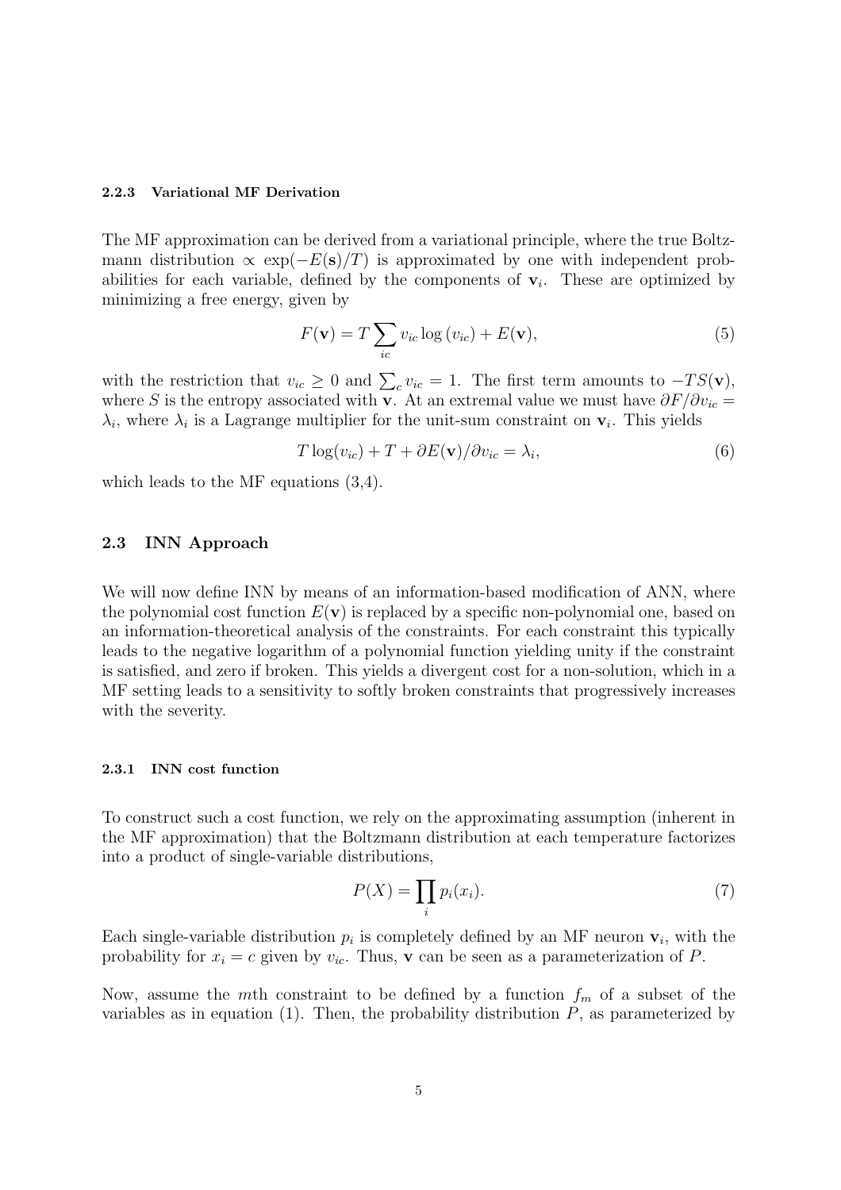#### 2.2.3 Variational MF Derivation

The MF approximation can be derived from a variational principle, where the true Boltzmann distribution $\propto \exp(-E(\mathbf{s})/T)$ is approximated by one with independent probabilities for each variable, defined by the components of $\mathbf{v}_i$. These are optimized by minimizing a free energy, given by

$$F(\mathbf{v}) = T \sum_{ic} v_{ic} \log (v_{ic}) + E(\mathbf{v}), \tag{5}$$

with the restriction that $v_{ic} \geq 0$ and $\sum_c v_{ic} = 1$. The first term amounts to $-TS(\mathbf{v})$, where $S$ is the entropy associated with $\mathbf{v}$. At an extremal value we must have $\partial F / \partial v_{ic} = \lambda_i$, where $\lambda_i$ is a Lagrange multiplier for the unit-sum constraint on $\mathbf{v}_i$. This yields

$$T \log(v_{ic}) + T + \partial E(\mathbf{v}) / \partial v_{ic} = \lambda_i, \tag{6}$$

which leads to the MF equations (3,4).

### 2.3 INN Approach

We will now define INN by means of an information-based modification of ANN, where the polynomial cost function $E(\mathbf{v})$ is replaced by a specific non-polynomial one, based on an information-theoretical analysis of the constraints. For each constraint this typically leads to the negative logarithm of a polynomial function yielding unity if the constraint is satisfied, and zero if broken. This yields a divergent cost for a non-solution, which in a MF setting leads to a sensitivity to softly broken constraints that progressively increases with the severity.

#### 2.3.1 INN cost function

To construct such a cost function, we rely on the approximating assumption (inherent in the MF approximation) that the Boltzmann distribution at each temperature factorizes into a product of single-variable distributions,

$$P(X) = \prod_i p_i(x_i). \tag{7}$$

Each single-variable distribution $p_i$ is completely defined by an MF neuron $\mathbf{v}_i$, with the probability for $x_i = c$ given by $v_{ic}$. Thus, $\mathbf{v}$ can be seen as a parameterization of $P$.

Now, assume the $m$th constraint to be defined by a function $f_m$ of a subset of the variables as in equation (1). Then, the probability distribution $P$, as parameterized by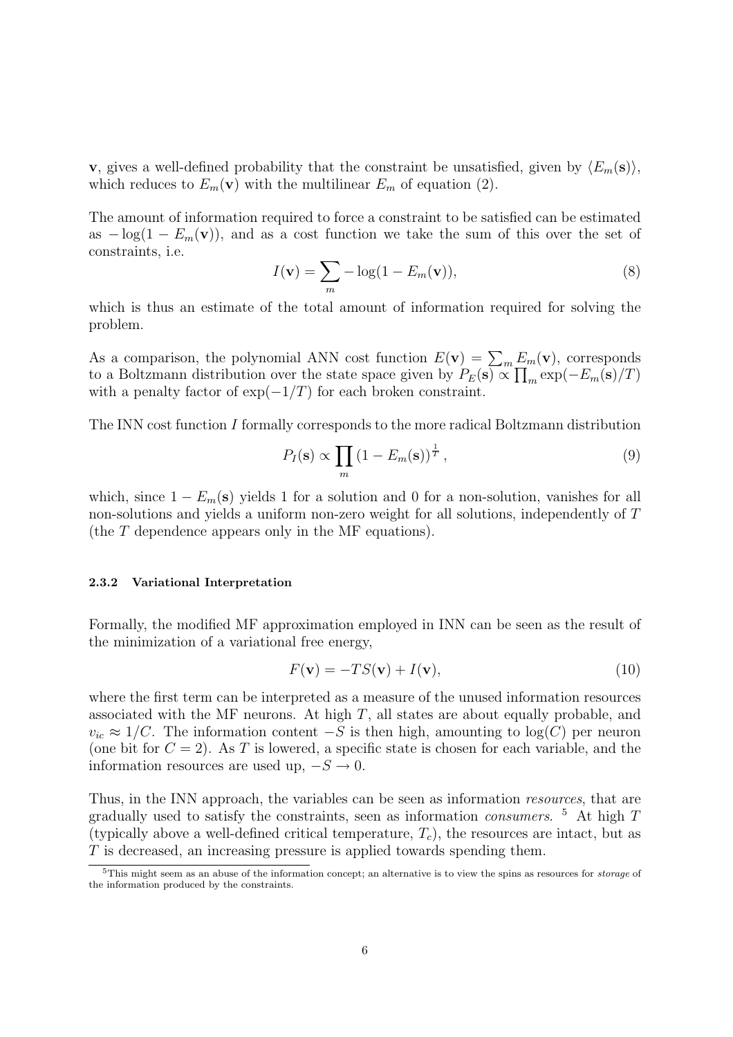**v**, gives a well-defined probability that the constraint be unsatisfied, given by $\langle E_m(\mathbf{s}) \rangle$, which reduces to $E_m(\mathbf{v})$ with the multilinear $E_m$ of equation (2).

The amount of information required to force a constraint to be satisfied can be estimated as $-\log(1 - E_m(\mathbf{v}))$, and as a cost function we take the sum of this over the set of constraints, i.e.

$$I(\mathbf{v}) = \sum_m -\log(1 - E_m(\mathbf{v})), \tag{8}$$

which is thus an estimate of the total amount of information required for solving the problem.

As a comparison, the polynomial ANN cost function $E(\mathbf{v}) = \sum_m E_m(\mathbf{v})$, corresponds to a Boltzmann distribution over the state space given by $P_E(\mathbf{s}) \propto \prod_m \exp(-E_m(\mathbf{s})/T)$ with a penalty factor of $\exp(-1/T)$ for each broken constraint.

The INN cost function $I$ formally corresponds to the more radical Boltzmann distribution

$$P_I(\mathbf{s}) \propto \prod_m (1 - E_m(\mathbf{s}))^{\frac{1}{T}}, \tag{9}$$

which, since $1 - E_m(\mathbf{s})$ yields 1 for a solution and 0 for a non-solution, vanishes for all non-solutions and yields a uniform non-zero weight for all solutions, independently of $T$ (the $T$ dependence appears only in the MF equations).

#### 2.3.2 Variational Interpretation

Formally, the modified MF approximation employed in INN can be seen as the result of the minimization of a variational free energy,

$$F(\mathbf{v}) = -TS(\mathbf{v}) + I(\mathbf{v}), \tag{10}$$

where the first term can be interpreted as a measure of the unused information resources associated with the MF neurons. At high $T$, all states are about equally probable, and $v_{ic} \approx 1/C$. The information content $-S$ is then high, amounting to $\log(C)$ per neuron (one bit for $C = 2$). As $T$ is lowered, a specific state is chosen for each variable, and the information resources are used up, $-S \to 0$.

Thus, in the INN approach, the variables can be seen as information *resources*, that are gradually used to satisfy the constraints, seen as information *consumers*. [5] At high $T$ (typically above a well-defined critical temperature, $T_c$), the resources are intact, but as $T$ is decreased, an increasing pressure is applied towards spending them.

[5] This might seem as an abuse of the information concept; an alternative is to view the spins as resources for *storage* of the information produced by the constraints.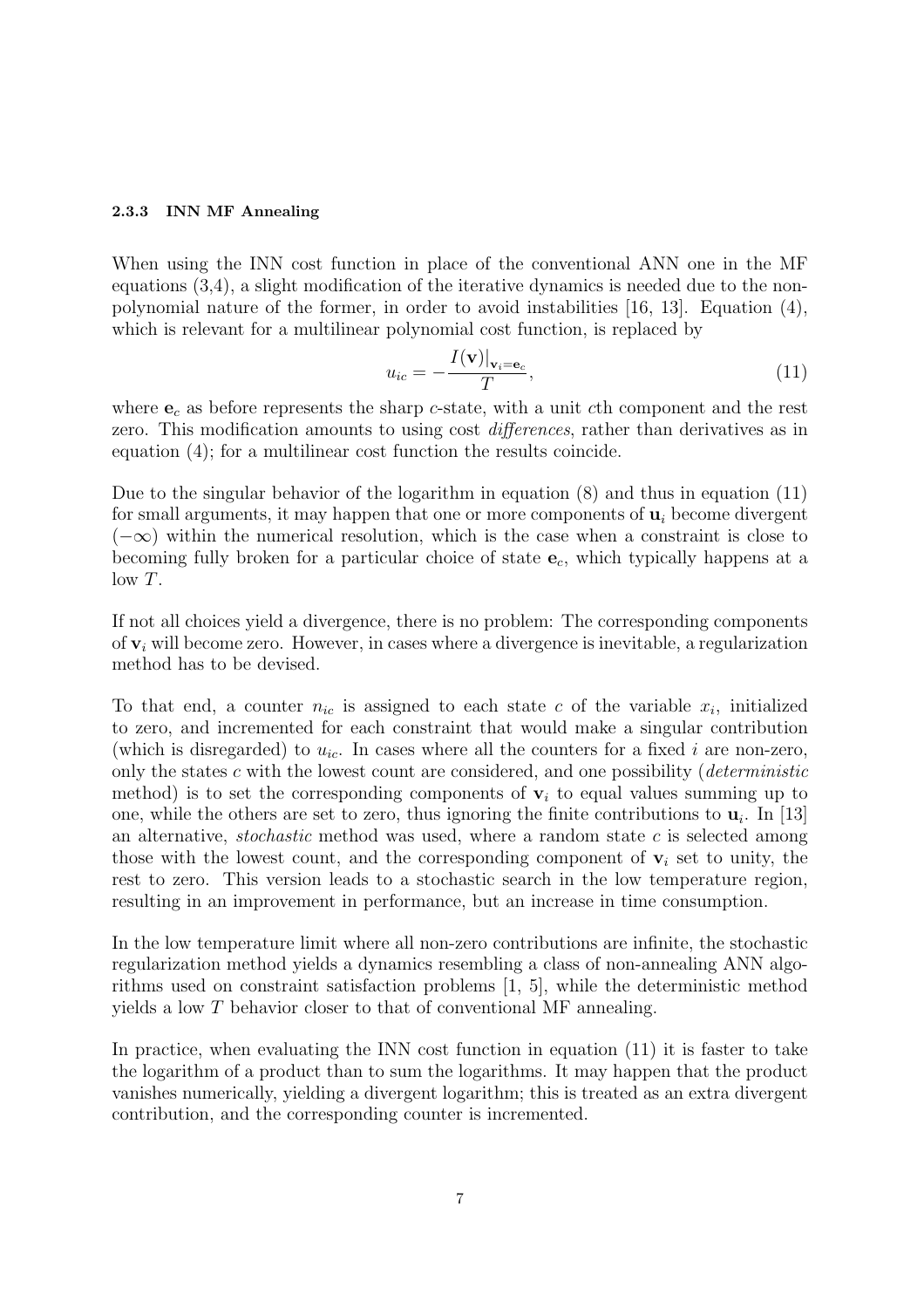#### 2.3.3 INN MF Annealing

When using the INN cost function in place of the conventional ANN one in the MF equations (3,4), a slight modification of the iterative dynamics is needed due to the non-polynomial nature of the former, in order to avoid instabilities [16, 13]. Equation (4), which is relevant for a multilinear polynomial cost function, is replaced by

$$u_{ic} = -\frac{I(\mathbf{v})|_{\mathbf{v}_i=\mathbf{e}_c}}{T}, \tag{11}$$

where $\mathbf{e}_c$ as before represents the sharp $c$-state, with a unit $c$th component and the rest zero. This modification amounts to using cost *differences*, rather than derivatives as in equation (4); for a multilinear cost function the results coincide.

Due to the singular behavior of the logarithm in equation (8) and thus in equation (11) for small arguments, it may happen that one or more components of $\mathbf{u}_i$ become divergent ($-\infty$) within the numerical resolution, which is the case when a constraint is close to becoming fully broken for a particular choice of state $\mathbf{e}_c$, which typically happens at a low $T$.

If not all choices yield a divergence, there is no problem: The corresponding components of $\mathbf{v}_i$ will become zero. However, in cases where a divergence is inevitable, a regularization method has to be devised.

To that end, a counter $n_{ic}$ is assigned to each state $c$ of the variable $x_i$, initialized to zero, and incremented for each constraint that would make a singular contribution (which is disregarded) to $u_{ic}$. In cases where all the counters for a fixed $i$ are non-zero, only the states $c$ with the lowest count are considered, and one possibility (*deterministic* method) is to set the corresponding components of $\mathbf{v}_i$ to equal values summing up to one, while the others are set to zero, thus ignoring the finite contributions to $\mathbf{u}_i$. In [13] an alternative, *stochastic* method was used, where a random state $c$ is selected among those with the lowest count, and the corresponding component of $\mathbf{v}_i$ set to unity, the rest to zero. This version leads to a stochastic search in the low temperature region, resulting in an improvement in performance, but an increase in time consumption.

In the low temperature limit where all non-zero contributions are infinite, the stochastic regularization method yields a dynamics resembling a class of non-annealing ANN algorithms used on constraint satisfaction problems [1, 5], while the deterministic method yields a low $T$ behavior closer to that of conventional MF annealing.

In practice, when evaluating the INN cost function in equation (11) it is faster to take the logarithm of a product than to sum the logarithms. It may happen that the product vanishes numerically, yielding a divergent logarithm; this is treated as an extra divergent contribution, and the corresponding counter is incremented.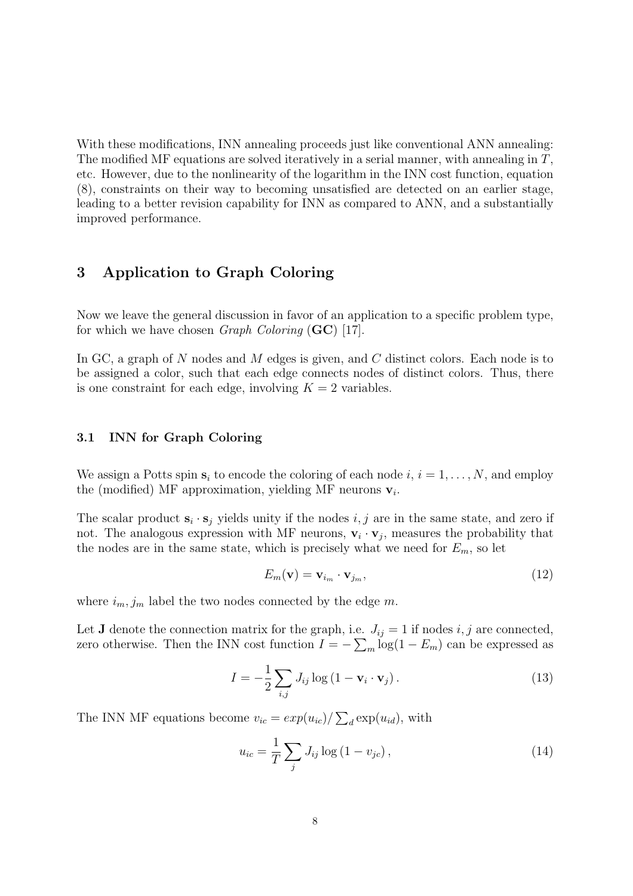With these modifications, INN annealing proceeds just like conventional ANN annealing: The modified MF equations are solved iteratively in a serial manner, with annealing in $T$, etc. However, due to the nonlinearity of the logarithm in the INN cost function, equation (8), constraints on their way to becoming unsatisfied are detected on an earlier stage, leading to a better revision capability for INN as compared to ANN, and a substantially improved performance.

## 3 Application to Graph Coloring

Now we leave the general discussion in favor of an application to a specific problem type, for which we have chosen *Graph Coloring* (**GC**) [17].

In GC, a graph of $N$ nodes and $M$ edges is given, and $C$ distinct colors. Each node is to be assigned a color, such that each edge connects nodes of distinct colors. Thus, there is one constraint for each edge, involving $K = 2$ variables.

### 3.1 INN for Graph Coloring

We assign a Potts spin $\mathbf{s}_i$ to encode the coloring of each node $i$, $i = 1, \ldots, N$, and employ the (modified) MF approximation, yielding MF neurons $\mathbf{v}_i$.

The scalar product $\mathbf{s}_i \cdot \mathbf{s}_j$ yields unity if the nodes $i, j$ are in the same state, and zero if not. The analogous expression with MF neurons, $\mathbf{v}_i \cdot \mathbf{v}_j$, measures the probability that the nodes are in the same state, which is precisely what we need for $E_m$, so let

$$E_m(\mathbf{v}) = \mathbf{v}_{i_m} \cdot \mathbf{v}_{j_m}, \tag{12}$$

where $i_m, j_m$ label the two nodes connected by the edge $m$.

Let $\mathbf{J}$ denote the connection matrix for the graph, i.e. $J_{ij} = 1$ if nodes $i, j$ are connected, zero otherwise. Then the INN cost function $I = -\sum_m \log(1 - E_m)$ can be expressed as

$$I = -\frac{1}{2} \sum_{i,j} J_{ij} \log \left(1 - \mathbf{v}_i \cdot \mathbf{v}_j\right). \tag{13}$$

The INN MF equations become $v_{ic} = exp(u_{ic}) / \sum_d \exp(u_{id})$, with

$$u_{ic} = \frac{1}{T} \sum_j J_{ij} \log \left(1 - v_{jc}\right), \tag{14}$$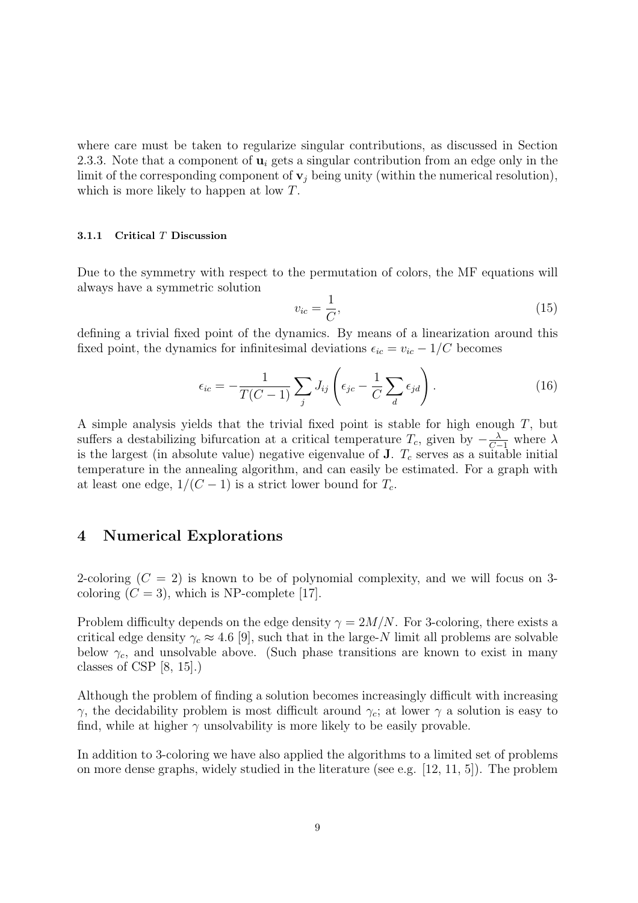where care must be taken to regularize singular contributions, as discussed in Section 2.3.3. Note that a component of $\mathbf{u}_i$ gets a singular contribution from an edge only in the limit of the corresponding component of $\mathbf{v}_j$ being unity (within the numerical resolution), which is more likely to happen at low $T$.

#### 3.1.1 Critical $T$ Discussion

Due to the symmetry with respect to the permutation of colors, the MF equations will always have a symmetric solution

$$v_{ic} = \frac{1}{C}, \tag{15}$$

defining a trivial fixed point of the dynamics. By means of a linearization around this fixed point, the dynamics for infinitesimal deviations $\epsilon_{ic} = v_{ic} - 1/C$ becomes

$$\epsilon_{ic} = -\frac{1}{T(C-1)} \sum_j J_{ij} \left( \epsilon_{jc} - \frac{1}{C} \sum_d \epsilon_{jd} \right). \tag{16}$$

A simple analysis yields that the trivial fixed point is stable for high enough $T$, but suffers a destabilizing bifurcation at a critical temperature $T_c$, given by $-\frac{\lambda}{C-1}$ where $\lambda$ is the largest (in absolute value) negative eigenvalue of $\mathbf{J}$. $T_c$ serves as a suitable initial temperature in the annealing algorithm, and can easily be estimated. For a graph with at least one edge, $1/(C-1)$ is a strict lower bound for $T_c$.

## 4 Numerical Explorations

2-coloring ($C = 2$) is known to be of polynomial complexity, and we will focus on 3-coloring ($C = 3$), which is NP-complete [17].

Problem difficulty depends on the edge density $\gamma = 2M/N$. For 3-coloring, there exists a critical edge density $\gamma_c \approx 4.6$ [9], such that in the large-$N$ limit all problems are solvable below $\gamma_c$, and unsolvable above. (Such phase transitions are known to exist in many classes of CSP [8, 15].)

Although the problem of finding a solution becomes increasingly difficult with increasing $\gamma$, the decidability problem is most difficult around $\gamma_c$; at lower $\gamma$ a solution is easy to find, while at higher $\gamma$ unsolvability is more likely to be easily provable.

In addition to 3-coloring we have also applied the algorithms to a limited set of problems on more dense graphs, widely studied in the literature (see e.g. [12, 11, 5]). The problem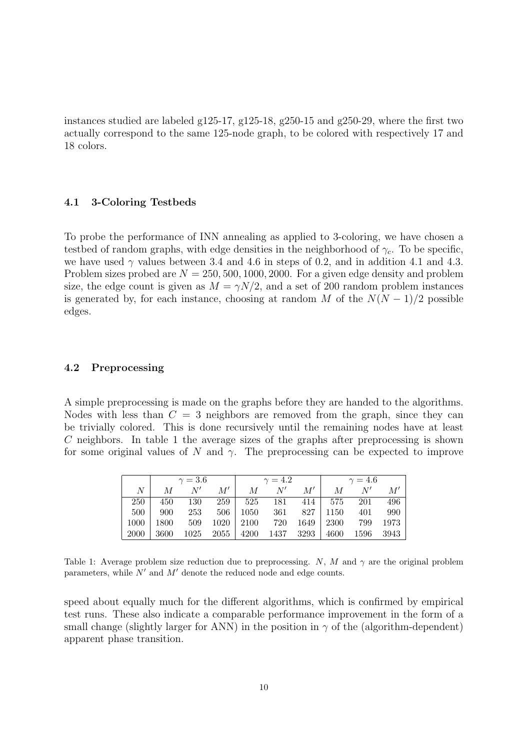instances studied are labeled g125-17, g125-18, g250-15 and g250-29, where the first two actually correspond to the same 125-node graph, to be colored with respectively 17 and 18 colors.

### 4.1 3-Coloring Testbeds

To probe the performance of INN annealing as applied to 3-coloring, we have chosen a testbed of random graphs, with edge densities in the neighborhood of $\gamma_c$. To be specific, we have used $\gamma$ values between 3.4 and 4.6 in steps of 0.2, and in addition 4.1 and 4.3. Problem sizes probed are $N = 250, 500, 1000, 2000$. For a given edge density and problem size, the edge count is given as $M = \gamma N/2$, and a set of 200 random problem instances is generated by, for each instance, choosing at random $M$ of the $N(N-1)/2$ possible edges.

### 4.2 Preprocessing

A simple preprocessing is made on the graphs before they are handed to the algorithms. Nodes with less than $C = 3$ neighbors are removed from the graph, since they can be trivially colored. This is done recursively until the remaining nodes have at least $C$ neighbors. In table 1 the average sizes of the graphs after preprocessing is shown for some original values of $N$ and $\gamma$. The preprocessing can be expected to improve

| | $\gamma = 3.6$ | | | $\gamma = 4.2$ | | | $\gamma = 4.6$ | | |
|---|---|---|---|---|---|---|---|---|---|
| $N$ | $M$ | $N'$ | $M'$ | $M$ | $N'$ | $M'$ | $M$ | $N'$ | $M'$ |
| 250 | 450 | 130 | 259 | 525 | 181 | 414 | 575 | 201 | 496 |
| 500 | 900 | 253 | 506 | 1050 | 361 | 827 | 1150 | 401 | 990 |
| 1000 | 1800 | 509 | 1020 | 2100 | 720 | 1649 | 2300 | 799 | 1973 |
| 2000 | 3600 | 1025 | 2055 | 4200 | 1437 | 3293 | 4600 | 1596 | 3943 |

Table 1: Average problem size reduction due to preprocessing. $N$, $M$ and $\gamma$ are the original problem parameters, while $N'$ and $M'$ denote the reduced node and edge counts.

speed about equally much for the different algorithms, which is confirmed by empirical test runs. These also indicate a comparable performance improvement in the form of a small change (slightly larger for ANN) in the position in $\gamma$ of the (algorithm-dependent) apparent phase transition.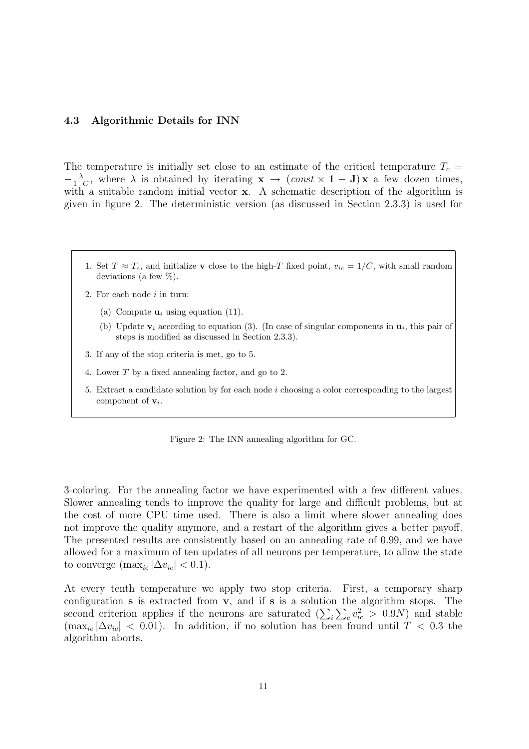### 4.3 Algorithmic Details for INN

The temperature is initially set close to an estimate of the critical temperature $T_c = -\frac{\lambda}{1-C}$, where $\lambda$ is obtained by iterating $\mathbf{x} \rightarrow (const \times \mathbf{1} - \mathbf{J})\,\mathbf{x}$ a few dozen times, with a suitable random initial vector $\mathbf{x}$. A schematic description of the algorithm is given in figure 2. The deterministic version (as discussed in Section 2.3.3) is used for 3-coloring. For the annealing factor we have experimented with a few different values. Slower annealing tends to improve the quality for large and difficult problems, but at the cost of more CPU time used. There is also a limit where slower annealing does not improve the quality anymore, and a restart of the algorithm gives a better payoff. The presented results are consistently based on an annealing rate of 0.99, and we have allowed for a maximum of ten updates of all neurons per temperature, to allow the state to converge ($\max_{ic} |\Delta v_{ic}| < 0.1$).

1. Set $T \approx T_c$, and initialize $\mathbf{v}$ close to the high-$T$ fixed point, $v_{ic} = 1/C$, with small random deviations (a few %).
2. For each node $i$ in turn:
   (a) Compute $\mathbf{u}_i$ using equation (11).
   (b) Update $\mathbf{v}_i$ according to equation (3). (In case of singular components in $\mathbf{u}_i$, this pair of steps is modified as discussed in Section 2.3.3).
3. If any of the stop criteria is met, go to 5.
4. Lower $T$ by a fixed annealing factor, and go to 2.
5. Extract a candidate solution by for each node $i$ choosing a color corresponding to the largest component of $\mathbf{v}_i$.

Figure 2: The INN annealing algorithm for GC.

At every tenth temperature we apply two stop criteria. First, a temporary sharp configuration $\mathbf{s}$ is extracted from $\mathbf{v}$, and if $\mathbf{s}$ is a solution the algorithm stops. The second criterion applies if the neurons are saturated ($\sum_i \sum_c v_{ic}^2 > 0.9N$) and stable ($\max_{ic} |\Delta v_{ic}| < 0.01$). In addition, if no solution has been found until $T < 0.3$ the algorithm aborts.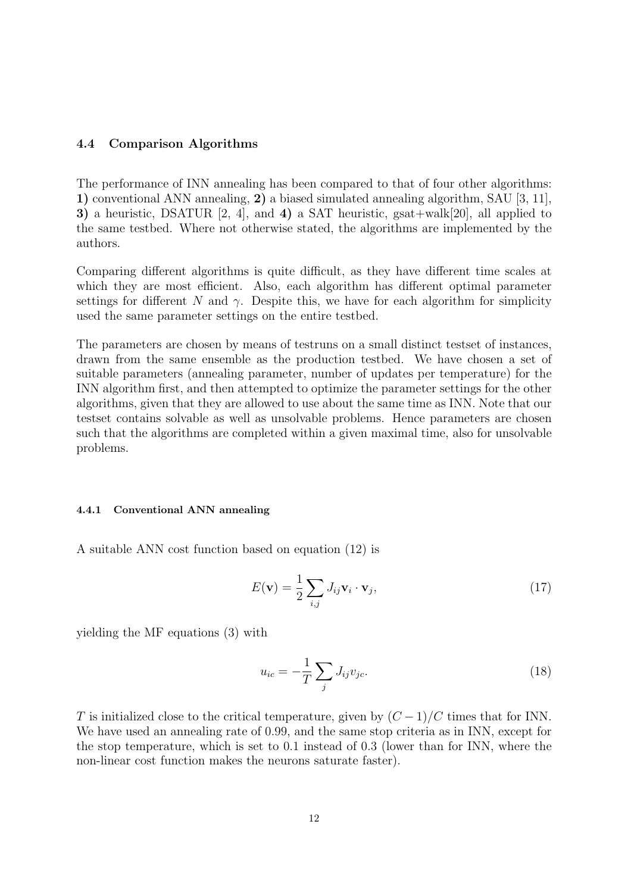### 4.4 Comparison Algorithms

The performance of INN annealing has been compared to that of four other algorithms: **1)** conventional ANN annealing, **2)** a biased simulated annealing algorithm, SAU [3, 11], **3)** a heuristic, DSATUR [2, 4], and **4)** a SAT heuristic, gsat+walk[20], all applied to the same testbed. Where not otherwise stated, the algorithms are implemented by the authors.

Comparing different algorithms is quite difficult, as they have different time scales at which they are most efficient. Also, each algorithm has different optimal parameter settings for different $N$ and $\gamma$. Despite this, we have for each algorithm for simplicity used the same parameter settings on the entire testbed.

The parameters are chosen by means of testruns on a small distinct testset of instances, drawn from the same ensemble as the production testbed. We have chosen a set of suitable parameters (annealing parameter, number of updates per temperature) for the INN algorithm first, and then attempted to optimize the parameter settings for the other algorithms, given that they are allowed to use about the same time as INN. Note that our testset contains solvable as well as unsolvable problems. Hence parameters are chosen such that the algorithms are completed within a given maximal time, also for unsolvable problems.

#### 4.4.1 Conventional ANN annealing

A suitable ANN cost function based on equation (12) is

$$E(\mathbf{v}) = \frac{1}{2} \sum_{i,j} J_{ij} \mathbf{v}_i \cdot \mathbf{v}_j, \tag{17}$$

yielding the MF equations (3) with

$$u_{ic} = -\frac{1}{T} \sum_{j} J_{ij} v_{jc}. \tag{18}$$

$T$ is initialized close to the critical temperature, given by $(C-1)/C$ times that for INN. We have used an annealing rate of 0.99, and the same stop criteria as in INN, except for the stop temperature, which is set to 0.1 instead of 0.3 (lower than for INN, where the non-linear cost function makes the neurons saturate faster).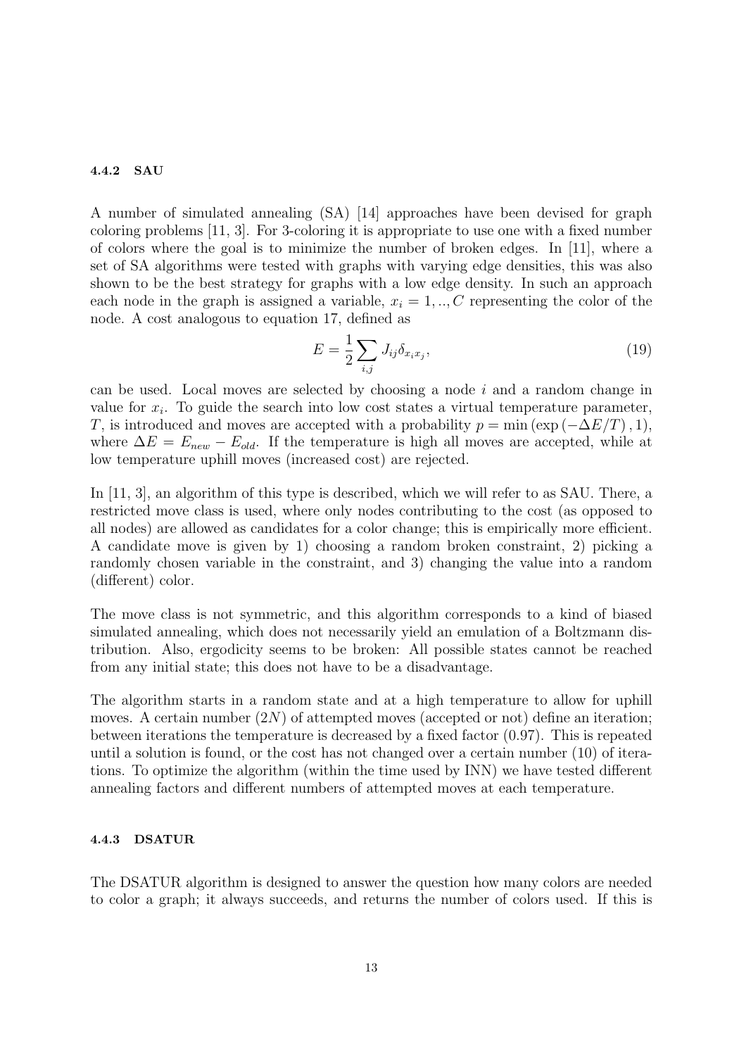#### 4.4.2 SAU

A number of simulated annealing (SA) [14] approaches have been devised for graph coloring problems [11, 3]. For 3-coloring it is appropriate to use one with a fixed number of colors where the goal is to minimize the number of broken edges. In [11], where a set of SA algorithms were tested with graphs with varying edge densities, this was also shown to be the best strategy for graphs with a low edge density. In such an approach each node in the graph is assigned a variable, $x_i = 1, .., C$ representing the color of the node. A cost analogous to equation 17, defined as

$$E = \frac{1}{2} \sum_{i,j} J_{ij} \delta_{x_i x_j}, \tag{19}$$

can be used. Local moves are selected by choosing a node $i$ and a random change in value for $x_i$. To guide the search into low cost states a virtual temperature parameter, $T$, is introduced and moves are accepted with a probability $p = \min\left(\exp\left(-\Delta E/T\right), 1\right)$, where $\Delta E = E_{new} - E_{old}$. If the temperature is high all moves are accepted, while at low temperature uphill moves (increased cost) are rejected.

In [11, 3], an algorithm of this type is described, which we will refer to as SAU. There, a restricted move class is used, where only nodes contributing to the cost (as opposed to all nodes) are allowed as candidates for a color change; this is empirically more efficient. A candidate move is given by 1) choosing a random broken constraint, 2) picking a randomly chosen variable in the constraint, and 3) changing the value into a random (different) color.

The move class is not symmetric, and this algorithm corresponds to a kind of biased simulated annealing, which does not necessarily yield an emulation of a Boltzmann distribution. Also, ergodicity seems to be broken: All possible states cannot be reached from any initial state; this does not have to be a disadvantage.

The algorithm starts in a random state and at a high temperature to allow for uphill moves. A certain number ($2N$) of attempted moves (accepted or not) define an iteration; between iterations the temperature is decreased by a fixed factor (0.97). This is repeated until a solution is found, or the cost has not changed over a certain number (10) of iterations. To optimize the algorithm (within the time used by INN) we have tested different annealing factors and different numbers of attempted moves at each temperature.

#### 4.4.3 DSATUR

The DSATUR algorithm is designed to answer the question how many colors are needed to color a graph; it always succeeds, and returns the number of colors used. If this is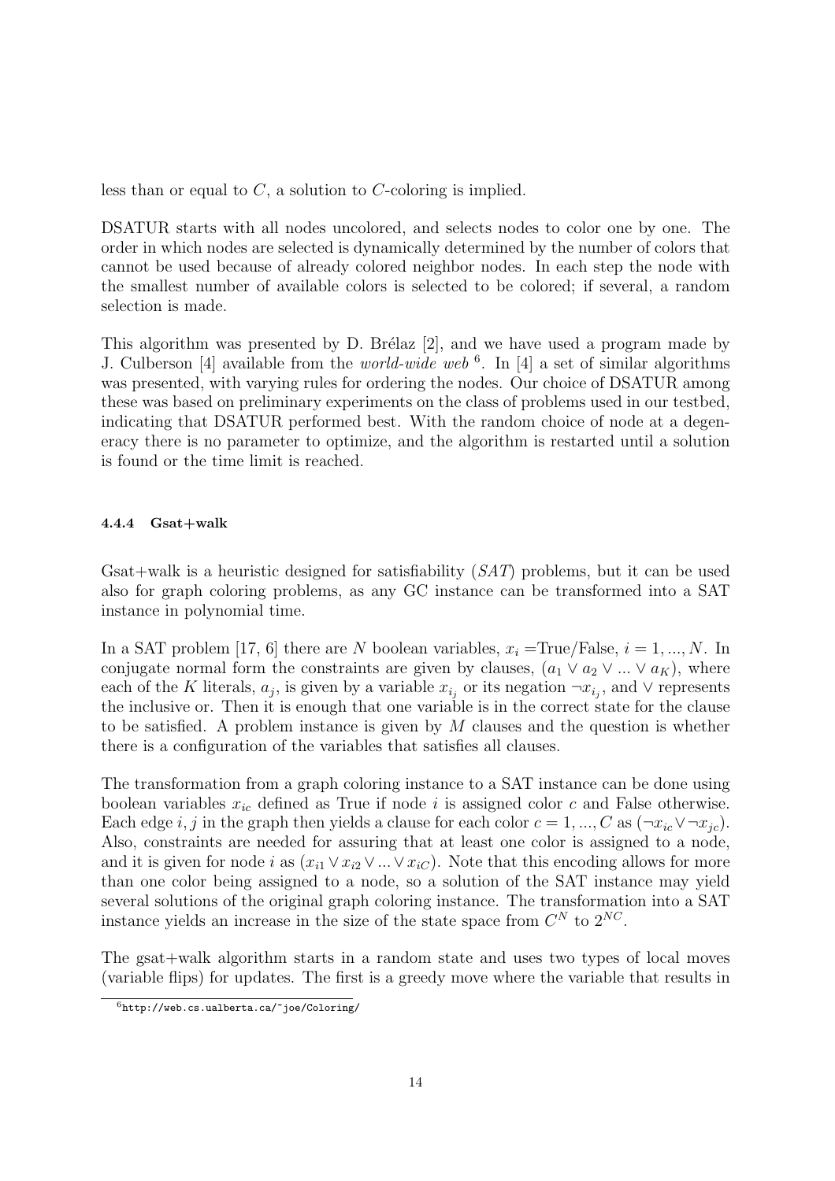less than or equal to $C$, a solution to $C$-coloring is implied.

DSATUR starts with all nodes uncolored, and selects nodes to color one by one. The order in which nodes are selected is dynamically determined by the number of colors that cannot be used because of already colored neighbor nodes. In each step the node with the smallest number of available colors is selected to be colored; if several, a random selection is made.

This algorithm was presented by D. Brélaz [2], and we have used a program made by J. Culberson [4] available from the *world-wide web* [6]. In [4] a set of similar algorithms was presented, with varying rules for ordering the nodes. Our choice of DSATUR among these was based on preliminary experiments on the class of problems used in our testbed, indicating that DSATUR performed best. With the random choice of node at a degeneracy there is no parameter to optimize, and the algorithm is restarted until a solution is found or the time limit is reached.

#### 4.4.4 Gsat+walk

Gsat+walk is a heuristic designed for satisfiability (*SAT*) problems, but it can be used also for graph coloring problems, as any GC instance can be transformed into a SAT instance in polynomial time.

In a SAT problem [17, 6] there are $N$ boolean variables, $x_i$ =True/False, $i = 1, ..., N$. In conjugate normal form the constraints are given by clauses, $(a_1 \vee a_2 \vee ... \vee a_K)$, where each of the $K$ literals, $a_j$, is given by a variable $x_{i_j}$ or its negation $\neg x_{i_j}$, and $\vee$ represents the inclusive or. Then it is enough that one variable is in the correct state for the clause to be satisfied. A problem instance is given by $M$ clauses and the question is whether there is a configuration of the variables that satisfies all clauses.

The transformation from a graph coloring instance to a SAT instance can be done using boolean variables $x_{ic}$ defined as True if node $i$ is assigned color $c$ and False otherwise. Each edge $i, j$ in the graph then yields a clause for each color $c = 1, ..., C$ as $(\neg x_{ic} \vee \neg x_{jc})$. Also, constraints are needed for assuring that at least one color is assigned to a node, and it is given for node $i$ as $(x_{i1} \vee x_{i2} \vee ... \vee x_{iC})$. Note that this encoding allows for more than one color being assigned to a node, so a solution of the SAT instance may yield several solutions of the original graph coloring instance. The transformation into a SAT instance yields an increase in the size of the state space from $C^N$ to $2^{NC}$.

The gsat+walk algorithm starts in a random state and uses two types of local moves (variable flips) for updates. The first is a greedy move where the variable that results in

[6] http://web.cs.ualberta.ca/~joe/Coloring/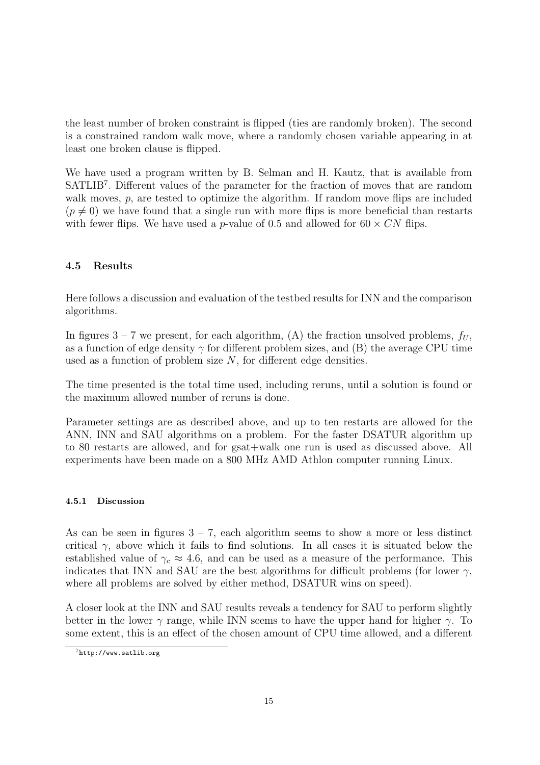the least number of broken constraint is flipped (ties are randomly broken). The second is a constrained random walk move, where a randomly chosen variable appearing in at least one broken clause is flipped.

We have used a program written by B. Selman and H. Kautz, that is available from SATLIB[7]. Different values of the parameter for the fraction of moves that are random walk moves, $p$, are tested to optimize the algorithm. If random move flips are included ($p \neq 0$) we have found that a single run with more flips is more beneficial than restarts with fewer flips. We have used a $p$-value of 0.5 and allowed for $60 \times CN$ flips.

### 4.5 Results

Here follows a discussion and evaluation of the testbed results for INN and the comparison algorithms.

In figures 3 – 7 we present, for each algorithm, (A) the fraction unsolved problems, $f_U$, as a function of edge density $\gamma$ for different problem sizes, and (B) the average CPU time used as a function of problem size $N$, for different edge densities.

The time presented is the total time used, including reruns, until a solution is found or the maximum allowed number of reruns is done.

Parameter settings are as described above, and up to ten restarts are allowed for the ANN, INN and SAU algorithms on a problem. For the faster DSATUR algorithm up to 80 restarts are allowed, and for gsat+walk one run is used as discussed above. All experiments have been made on a 800 MHz AMD Athlon computer running Linux.

#### 4.5.1 Discussion

As can be seen in figures 3 – 7, each algorithm seems to show a more or less distinct critical $\gamma$, above which it fails to find solutions. In all cases it is situated below the established value of $\gamma_c \approx 4.6$, and can be used as a measure of the performance. This indicates that INN and SAU are the best algorithms for difficult problems (for lower $\gamma$, where all problems are solved by either method, DSATUR wins on speed).

A closer look at the INN and SAU results reveals a tendency for SAU to perform slightly better in the lower $\gamma$ range, while INN seems to have the upper hand for higher $\gamma$. To some extent, this is an effect of the chosen amount of CPU time allowed, and a different

[7] http://www.satlib.org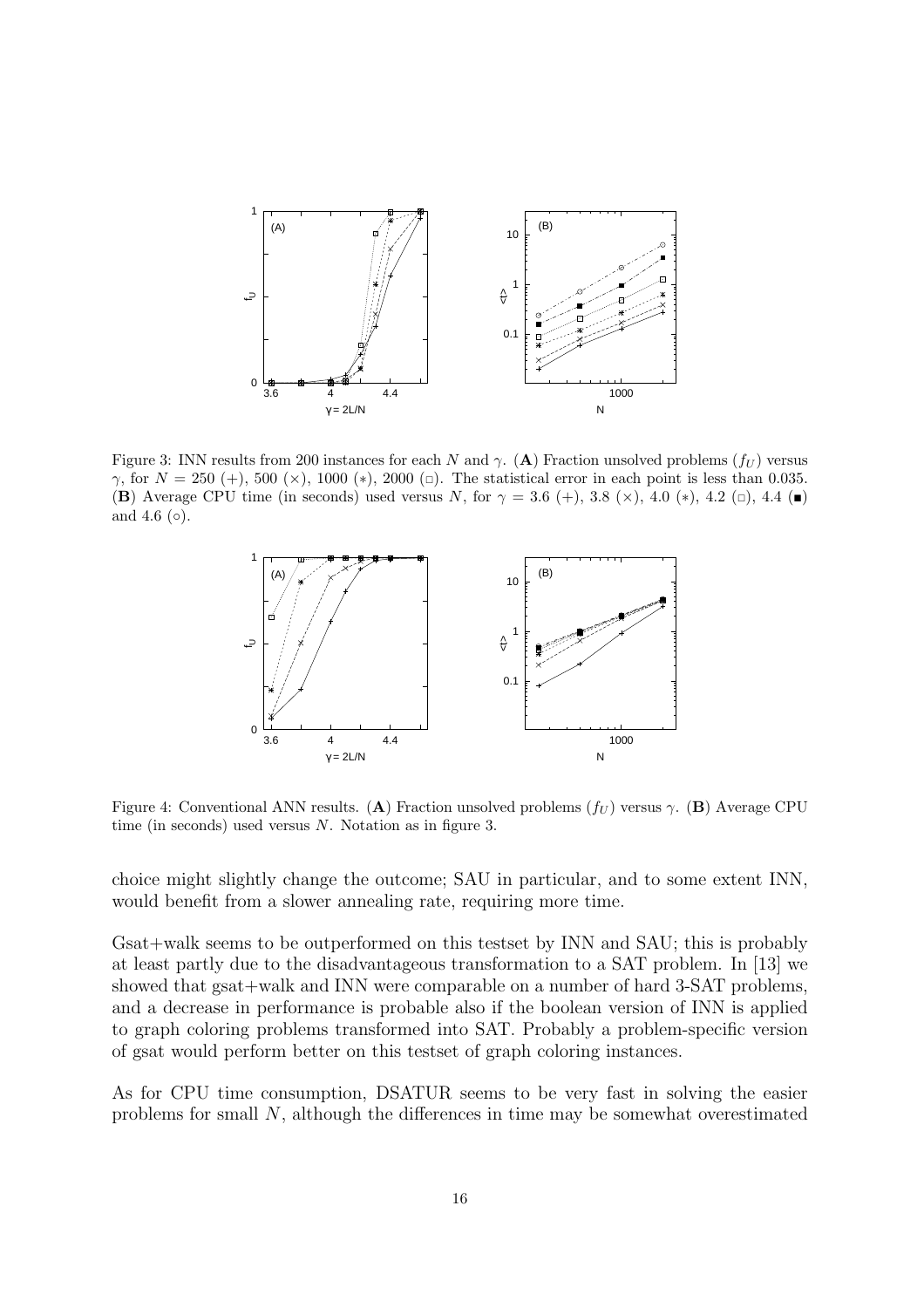Figure 3: INN results from 200 instances for each $N$ and $\gamma$. (**A**) Fraction unsolved problems ($f_U$) versus $\gamma$, for $N = 250$ (+), 500 (×), 1000 (∗), 2000 (□). The statistical error in each point is less than 0.035. (**B**) Average CPU time (in seconds) used versus $N$, for $\gamma = 3.6$ (+), 3.8 (×), 4.0 (∗), 4.2 (□), 4.4 (■) and 4.6 (○).

Figure 4: Conventional ANN results. (**A**) Fraction unsolved problems ($f_U$) versus $\gamma$. (**B**) Average CPU time (in seconds) used versus $N$. Notation as in figure 3.

choice might slightly change the outcome; SAU in particular, and to some extent INN, would benefit from a slower annealing rate, requiring more time.

Gsat+walk seems to be outperformed on this testset by INN and SAU; this is probably at least partly due to the disadvantageous transformation to a SAT problem. In [13] we showed that gsat+walk and INN were comparable on a number of hard 3-SAT problems, and a decrease in performance is probable also if the boolean version of INN is applied to graph coloring problems transformed into SAT. Probably a problem-specific version of gsat would perform better on this testset of graph coloring instances.

As for CPU time consumption, DSATUR seems to be very fast in solving the easier problems for small $N$, although the differences in time may be somewhat overestimated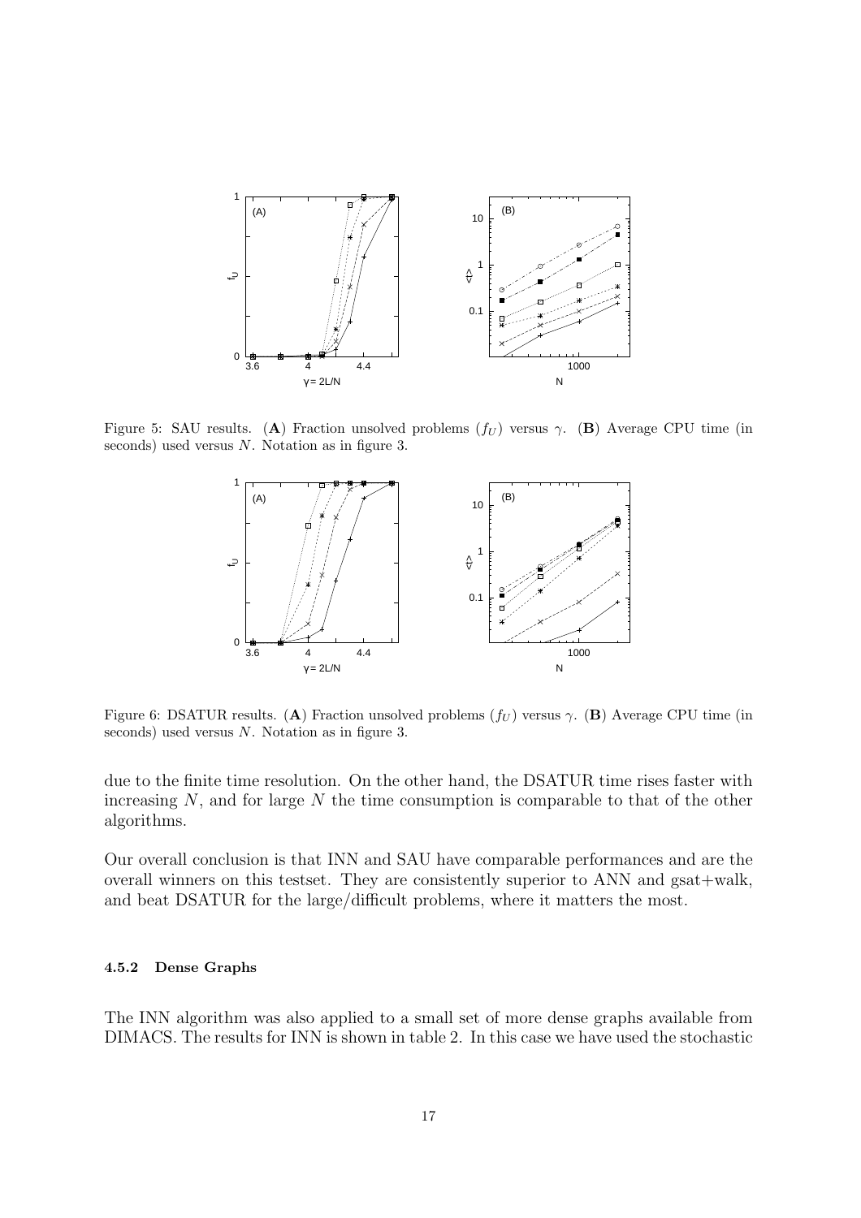Figure 5: SAU results. (**A**) Fraction unsolved problems ($f_U$) versus $\gamma$. (**B**) Average CPU time (in seconds) used versus $N$. Notation as in figure 3.

Figure 6: DSATUR results. (**A**) Fraction unsolved problems ($f_U$) versus $\gamma$. (**B**) Average CPU time (in seconds) used versus $N$. Notation as in figure 3.

due to the finite time resolution. On the other hand, the DSATUR time rises faster with increasing $N$, and for large $N$ the time consumption is comparable to that of the other algorithms.

Our overall conclusion is that INN and SAU have comparable performances and are the overall winners on this testset. They are consistently superior to ANN and gsat+walk, and beat DSATUR for the large/difficult problems, where it matters the most.

#### 4.5.2 Dense Graphs

The INN algorithm was also applied to a small set of more dense graphs available from DIMACS. The results for INN is shown in table 2. In this case we have used the stochastic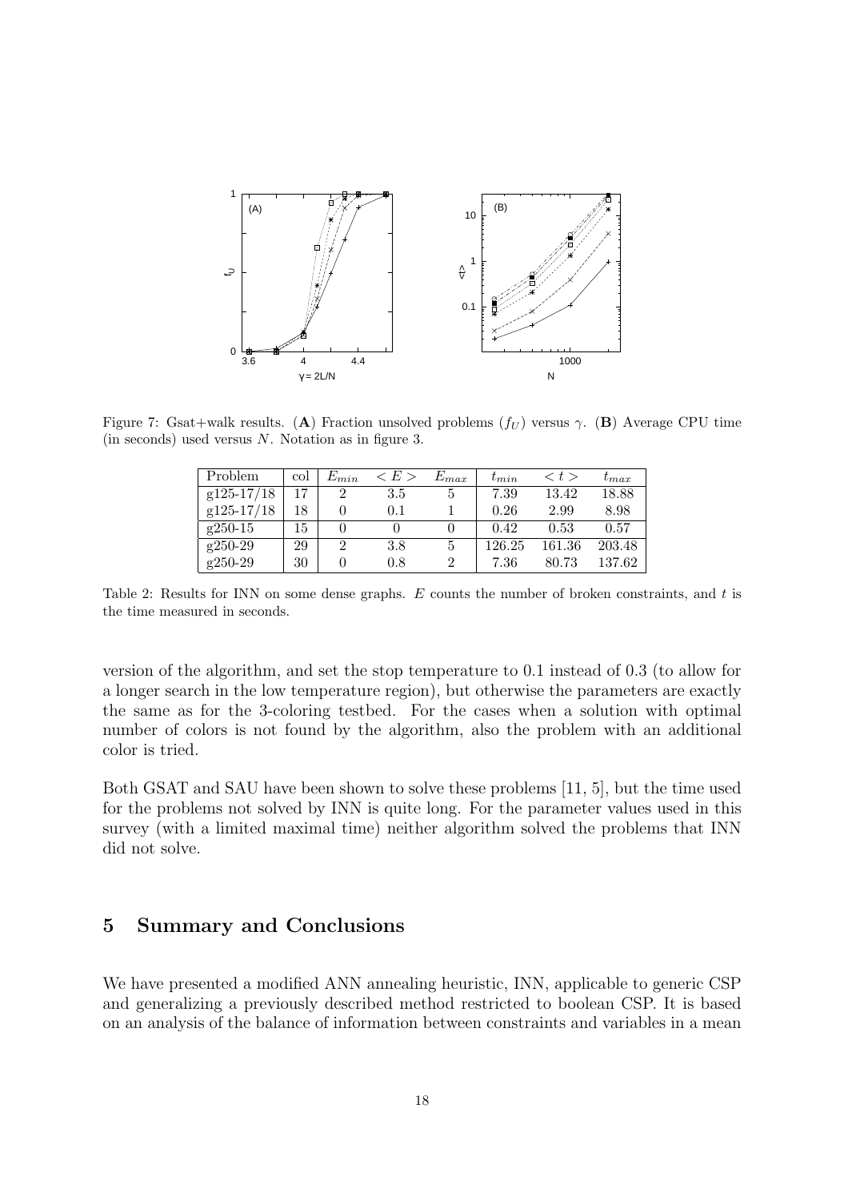Figure 7: Gsat+walk results. (**A**) Fraction unsolved problems ($f_U$) versus $\gamma$. (**B**) Average CPU time (in seconds) used versus $N$. Notation as in figure 3.

| Problem | col | $E_{min}$ | $< E >$ | $E_{max}$ | $t_{min}$ | $< t >$ | $t_{max}$ |
|---|---|---|---|---|---|---|---|
| g125-17/18 | 17 | 2 | 3.5 | 5 | 7.39 | 13.42 | 18.88 |
| g125-17/18 | 18 | 0 | 0.1 | 1 | 0.26 | 2.99 | 8.98 |
| g250-15 | 15 | 0 | 0 | 0 | 0.42 | 0.53 | 0.57 |
| g250-29 | 29 | 2 | 3.8 | 5 | 126.25 | 161.36 | 203.48 |
| g250-29 | 30 | 0 | 0.8 | 2 | 7.36 | 80.73 | 137.62 |

Table 2: Results for INN on some dense graphs. $E$ counts the number of broken constraints, and $t$ is the time measured in seconds.

version of the algorithm, and set the stop temperature to 0.1 instead of 0.3 (to allow for a longer search in the low temperature region), but otherwise the parameters are exactly the same as for the 3-coloring testbed. For the cases when a solution with optimal number of colors is not found by the algorithm, also the problem with an additional color is tried.

Both GSAT and SAU have been shown to solve these problems [11, 5], but the time used for the problems not solved by INN is quite long. For the parameter values used in this survey (with a limited maximal time) neither algorithm solved the problems that INN did not solve.

## 5 Summary and Conclusions

We have presented a modified ANN annealing heuristic, INN, applicable to generic CSP and generalizing a previously described method restricted to boolean CSP. It is based on an analysis of the balance of information between constraints and variables in a mean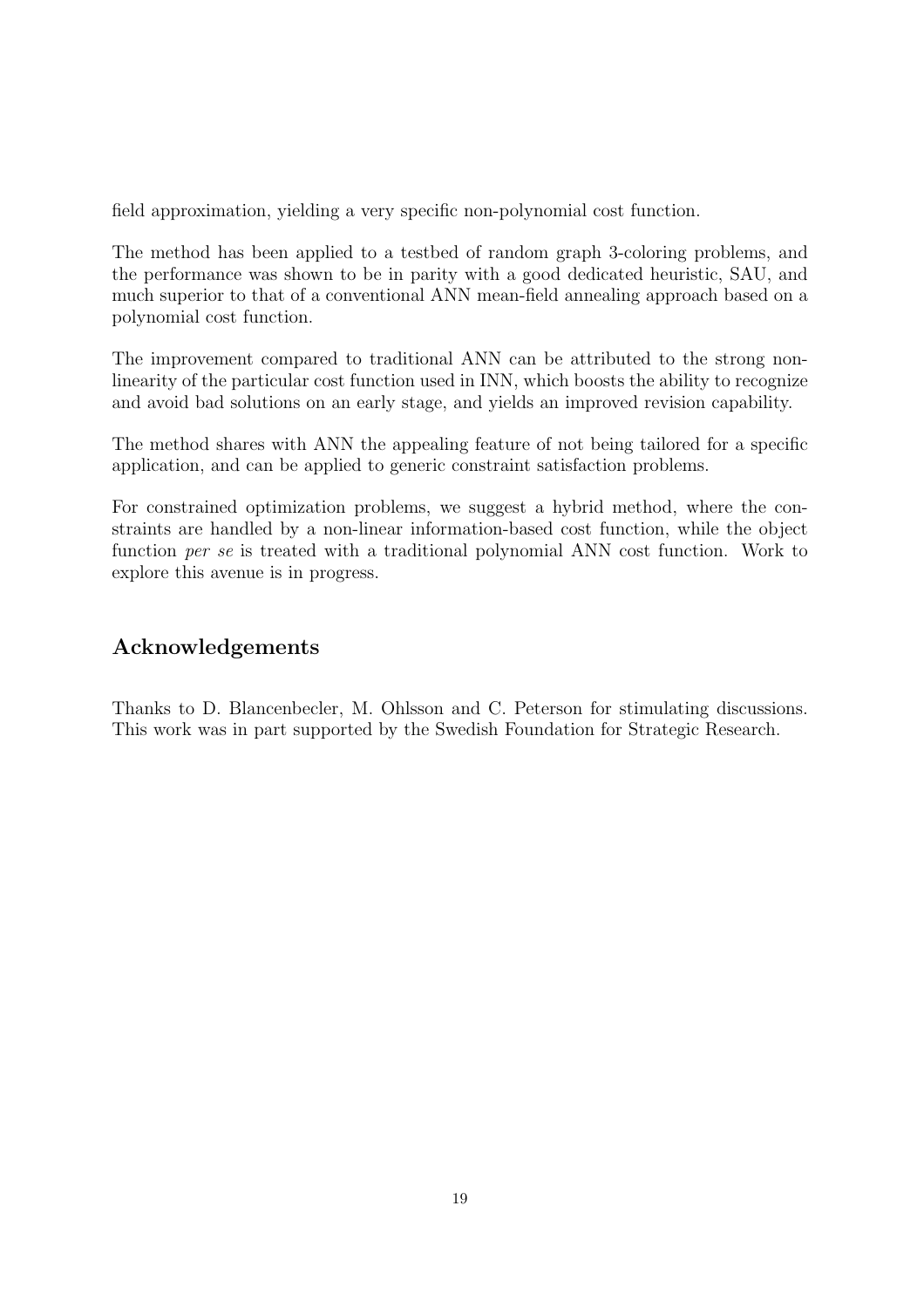field approximation, yielding a very specific non-polynomial cost function.

The method has been applied to a testbed of random graph 3-coloring problems, and the performance was shown to be in parity with a good dedicated heuristic, SAU, and much superior to that of a conventional ANN mean-field annealing approach based on a polynomial cost function.

The improvement compared to traditional ANN can be attributed to the strong non-linearity of the particular cost function used in INN, which boosts the ability to recognize and avoid bad solutions on an early stage, and yields an improved revision capability.

The method shares with ANN the appealing feature of not being tailored for a specific application, and can be applied to generic constraint satisfaction problems.

For constrained optimization problems, we suggest a hybrid method, where the constraints are handled by a non-linear information-based cost function, while the object function *per se* is treated with a traditional polynomial ANN cost function. Work to explore this avenue is in progress.

## Acknowledgements

Thanks to D. Blancenbecler, M. Ohlsson and C. Peterson for stimulating discussions. This work was in part supported by the Swedish Foundation for Strategic Research.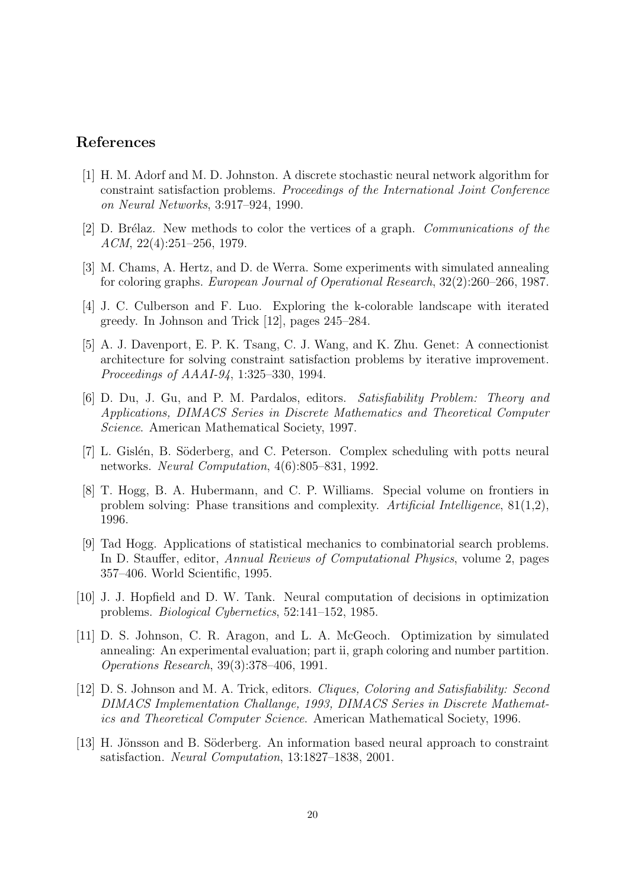## References

[1] H. M. Adorf and M. D. Johnston. A discrete stochastic neural network algorithm for constraint satisfaction problems. *Proceedings of the International Joint Conference on Neural Networks*, 3:917–924, 1990.

[2] D. Brélaz. New methods to color the vertices of a graph. *Communications of the ACM*, 22(4):251–256, 1979.

[3] M. Chams, A. Hertz, and D. de Werra. Some experiments with simulated annealing for coloring graphs. *European Journal of Operational Research*, 32(2):260–266, 1987.

[4] J. C. Culberson and F. Luo. Exploring the k-colorable landscape with iterated greedy. In Johnson and Trick [12], pages 245–284.

[5] A. J. Davenport, E. P. K. Tsang, C. J. Wang, and K. Zhu. Genet: A connectionist architecture for solving constraint satisfaction problems by iterative improvement. *Proceedings of AAAI-94*, 1:325–330, 1994.

[6] D. Du, J. Gu, and P. M. Pardalos, editors. *Satisfiability Problem: Theory and Applications, DIMACS Series in Discrete Mathematics and Theoretical Computer Science*. American Mathematical Society, 1997.

[7] L. Gislén, B. Söderberg, and C. Peterson. Complex scheduling with potts neural networks. *Neural Computation*, 4(6):805–831, 1992.

[8] T. Hogg, B. A. Hubermann, and C. P. Williams. Special volume on frontiers in problem solving: Phase transitions and complexity. *Artificial Intelligence*, 81(1,2), 1996.

[9] Tad Hogg. Applications of statistical mechanics to combinatorial search problems. In D. Stauffer, editor, *Annual Reviews of Computational Physics*, volume 2, pages 357–406. World Scientific, 1995.

[10] J. J. Hopfield and D. W. Tank. Neural computation of decisions in optimization problems. *Biological Cybernetics*, 52:141–152, 1985.

[11] D. S. Johnson, C. R. Aragon, and L. A. McGeoch. Optimization by simulated annealing: An experimental evaluation; part ii, graph coloring and number partition. *Operations Research*, 39(3):378–406, 1991.

[12] D. S. Johnson and M. A. Trick, editors. *Cliques, Coloring and Satisfiability: Second DIMACS Implementation Challange, 1993, DIMACS Series in Discrete Mathematics and Theoretical Computer Science*. American Mathematical Society, 1996.

[13] H. Jönsson and B. Söderberg. An information based neural approach to constraint satisfaction. *Neural Computation*, 13:1827–1838, 2001.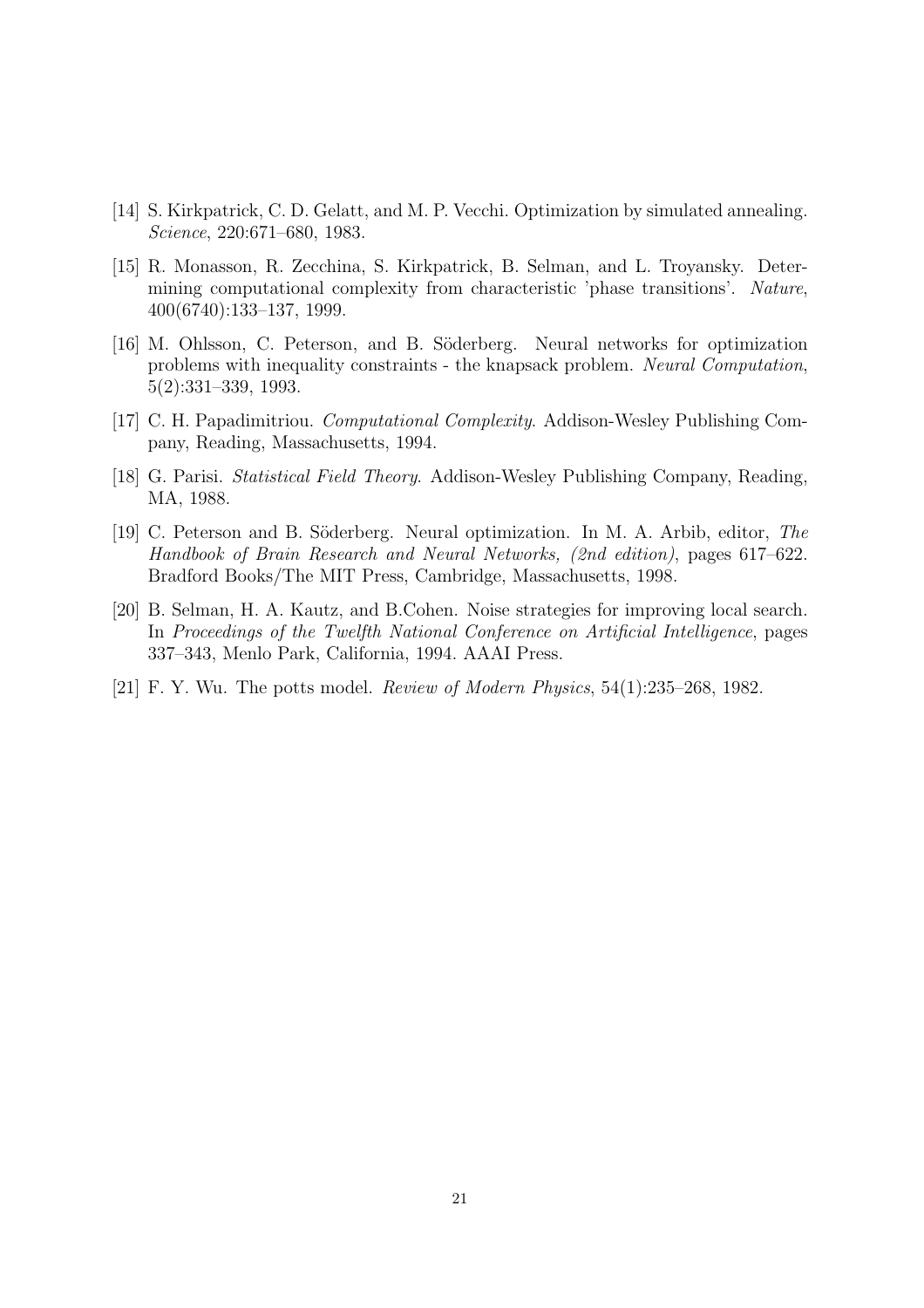[14] S. Kirkpatrick, C. D. Gelatt, and M. P. Vecchi. Optimization by simulated annealing. *Science*, 220:671–680, 1983.

[15] R. Monasson, R. Zecchina, S. Kirkpatrick, B. Selman, and L. Troyansky. Determining computational complexity from characteristic 'phase transitions'. *Nature*, 400(6740):133–137, 1999.

[16] M. Ohlsson, C. Peterson, and B. Söderberg. Neural networks for optimization problems with inequality constraints - the knapsack problem. *Neural Computation*, 5(2):331–339, 1993.

[17] C. H. Papadimitriou. *Computational Complexity*. Addison-Wesley Publishing Company, Reading, Massachusetts, 1994.

[18] G. Parisi. *Statistical Field Theory*. Addison-Wesley Publishing Company, Reading, MA, 1988.

[19] C. Peterson and B. Söderberg. Neural optimization. In M. A. Arbib, editor, *The Handbook of Brain Research and Neural Networks, (2nd edition)*, pages 617–622. Bradford Books/The MIT Press, Cambridge, Massachusetts, 1998.

[20] B. Selman, H. A. Kautz, and B.Cohen. Noise strategies for improving local search. In *Proceedings of the Twelfth National Conference on Artificial Intelligence*, pages 337–343, Menlo Park, California, 1994. AAAI Press.

[21] F. Y. Wu. The potts model. *Review of Modern Physics*, 54(1):235–268, 1982.